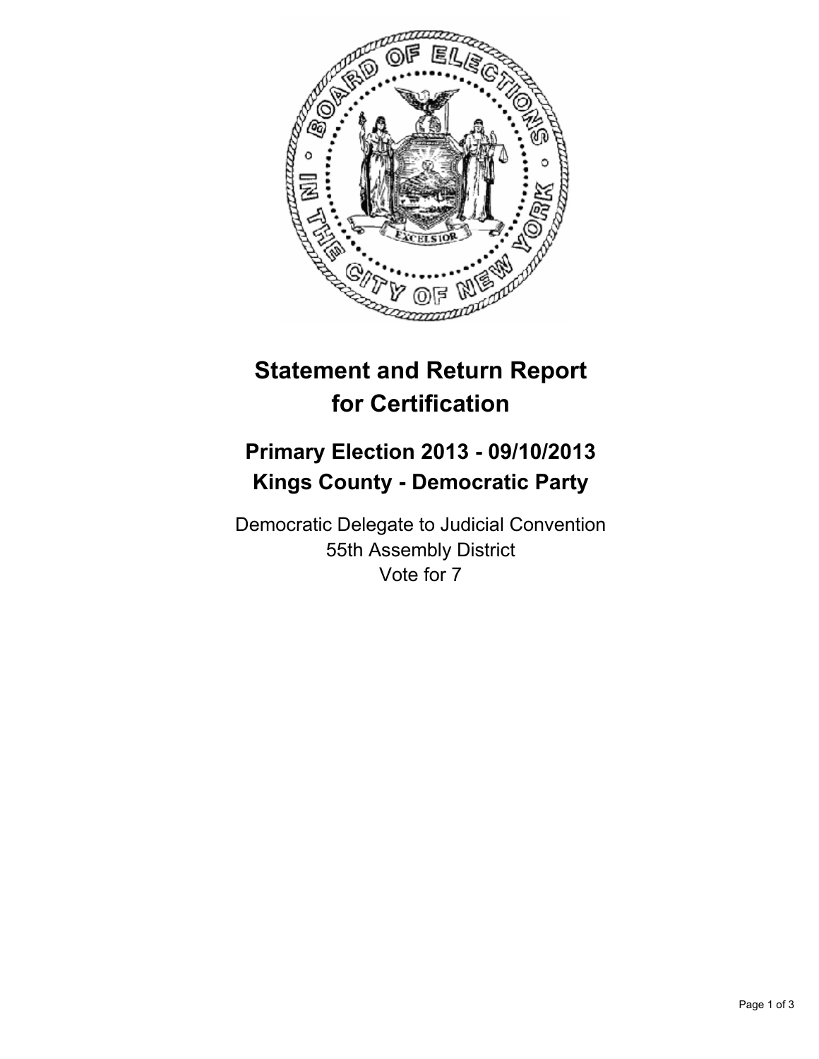# Statement and Return Report for Certification

## Primary Election 2013 - 09/10/2013
## Kings County - Democratic Party

Democratic Delegate to Judicial Convention
55th Assembly District
Vote for 7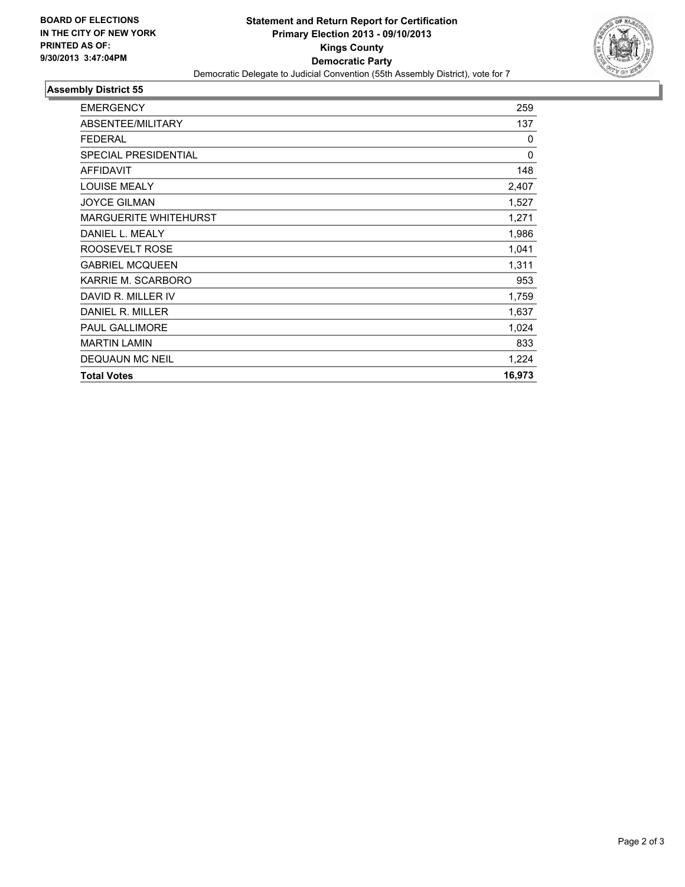BOARD OF ELECTIONS
IN THE CITY OF NEW YORK
PRINTED AS OF:
9/30/2013 3:47:04PM

# Statement and Return Report for Certification
## Primary Election 2013 - 09/10/2013
## Kings County
## Democratic Party

Democratic Delegate to Judicial Convention (55th Assembly District), vote for 7

### Assembly District 55

| | |
|---|---|
| EMERGENCY | 259 |
| ABSENTEE/MILITARY | 137 |
| FEDERAL | 0 |
| SPECIAL PRESIDENTIAL | 0 |
| AFFIDAVIT | 148 |
| LOUISE MEALY | 2,407 |
| JOYCE GILMAN | 1,527 |
| MARGUERITE WHITEHURST | 1,271 |
| DANIEL L. MEALY | 1,986 |
| ROOSEVELT ROSE | 1,041 |
| GABRIEL MCQUEEN | 1,311 |
| KARRIE M. SCARBORO | 953 |
| DAVID R. MILLER IV | 1,759 |
| DANIEL R. MILLER | 1,637 |
| PAUL GALLIMORE | 1,024 |
| MARTIN LAMIN | 833 |
| DEQUAUN MC NEIL | 1,224 |
| **Total Votes** | **16,973** |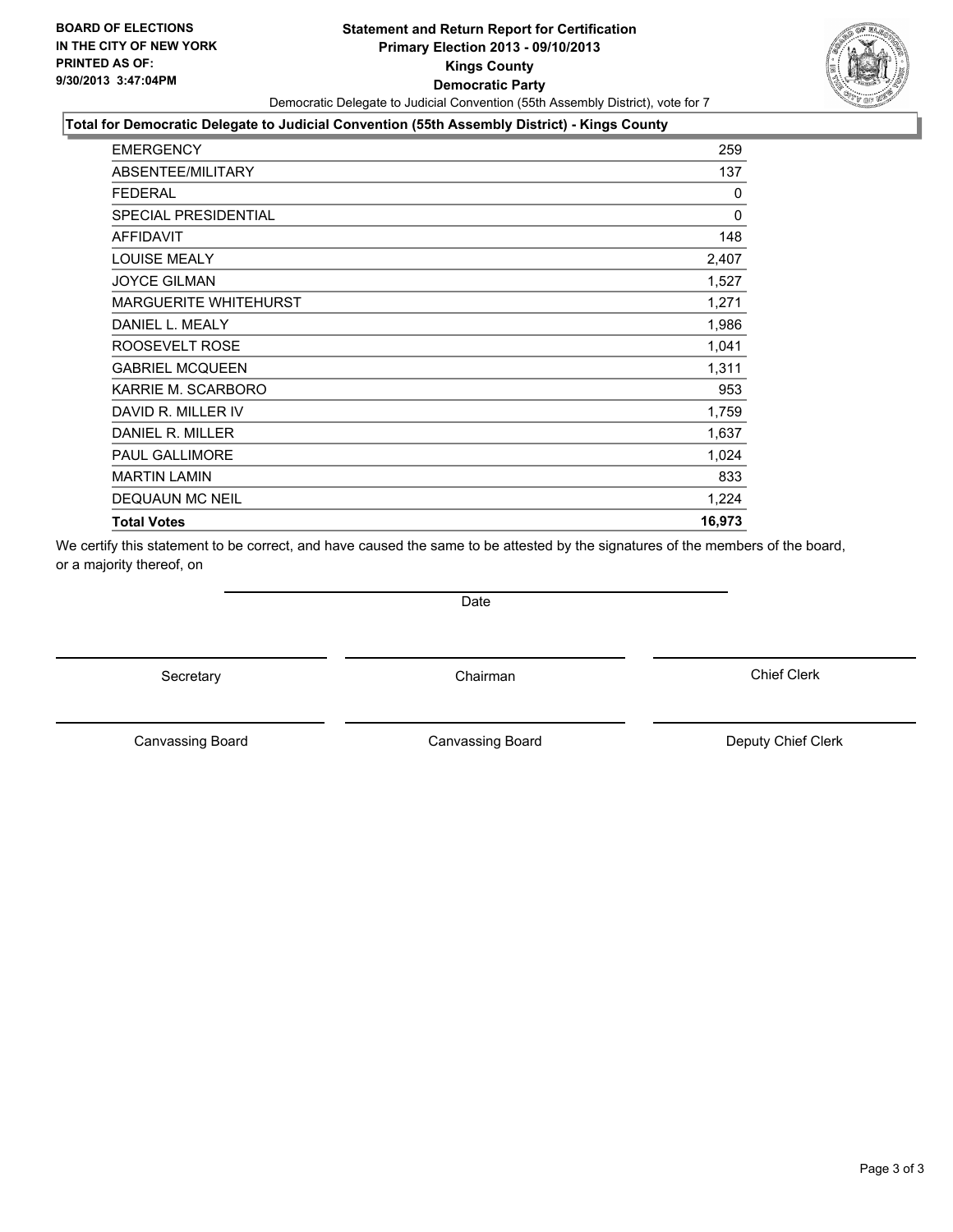**BOARD OF ELECTIONS IN THE CITY OF NEW YORK PRINTED AS OF: 9/30/2013 3:47:04PM**

**Statement and Return Report for Certification Primary Election 2013 - 09/10/2013 Kings County Democratic Party**

Democratic Delegate to Judicial Convention (55th Assembly District), vote for 7

**Total for Democratic Delegate to Judicial Convention (55th Assembly District) - Kings County**

| | |
|---|---|
| EMERGENCY | 259 |
| ABSENTEE/MILITARY | 137 |
| FEDERAL | 0 |
| SPECIAL PRESIDENTIAL | 0 |
| AFFIDAVIT | 148 |
| LOUISE MEALY | 2,407 |
| JOYCE GILMAN | 1,527 |
| MARGUERITE WHITEHURST | 1,271 |
| DANIEL L. MEALY | 1,986 |
| ROOSEVELT ROSE | 1,041 |
| GABRIEL MCQUEEN | 1,311 |
| KARRIE M. SCARBORO | 953 |
| DAVID R. MILLER IV | 1,759 |
| DANIEL R. MILLER | 1,637 |
| PAUL GALLIMORE | 1,024 |
| MARTIN LAMIN | 833 |
| DEQUAUN MC NEIL | 1,224 |
| **Total Votes** | **16,973** |

We certify this statement to be correct, and have caused the same to be attested by the signatures of the members of the board, or a majority thereof, on

Date

Secretary | Chairman | Chief Clerk

Canvassing Board | Canvassing Board | Deputy Chief Clerk